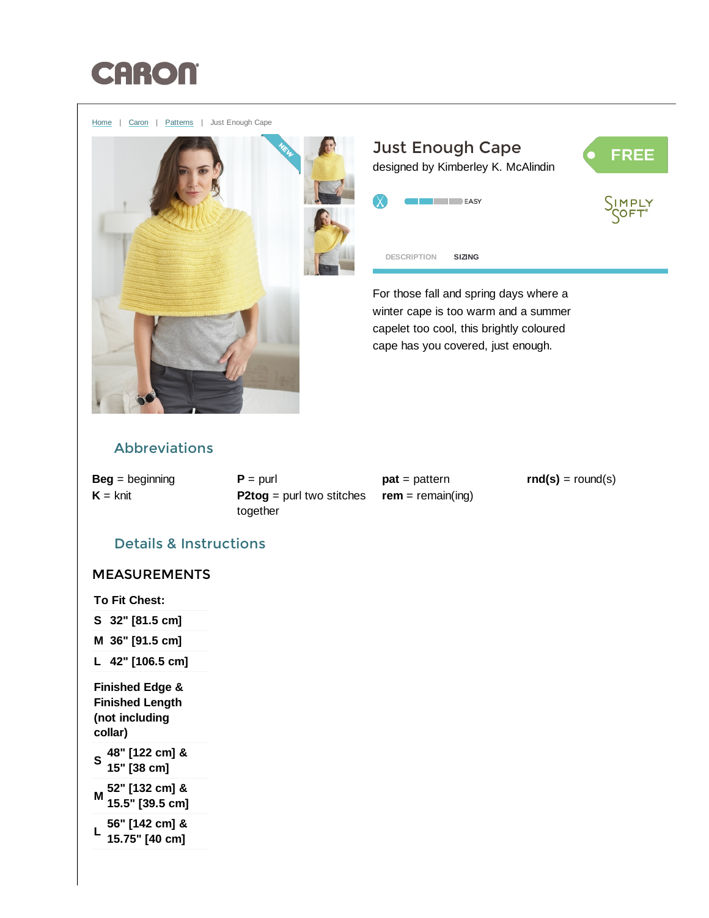CARON

Home | Caron | Patterns | Just Enough Cape

# Just Enough Cape

designed by Kimberley K. McAlindin

FREE

EASY

SIMPLY SOFT

DESCRIPTION SIZING

For those fall and spring days where a winter cape is too warm and a summer capelet too cool, this brightly coloured cape has you covered, just enough.

## Abbreviations

**Beg** = beginning
**K** = knit
**P** = purl
**P2tog** = purl two stitches together
**pat** = pattern
**rem** = remain(ing)
**rnd(s)** = round(s)

## Details & Instructions

### MEASUREMENTS

**To Fit Chest:**

| | |
|---|---|
| **S** | **32" [81.5 cm]** |
| **M** | **36" [91.5 cm]** |
| **L** | **42" [106.5 cm]** |

**Finished Edge & Finished Length (not including collar)**

| | |
|---|---|
| **S** | **48" [122 cm] & 15" [38 cm]** |
| **M** | **52" [132 cm] & 15.5" [39.5 cm]** |
| **L** | **56" [142 cm] & 15.75" [40 cm]** |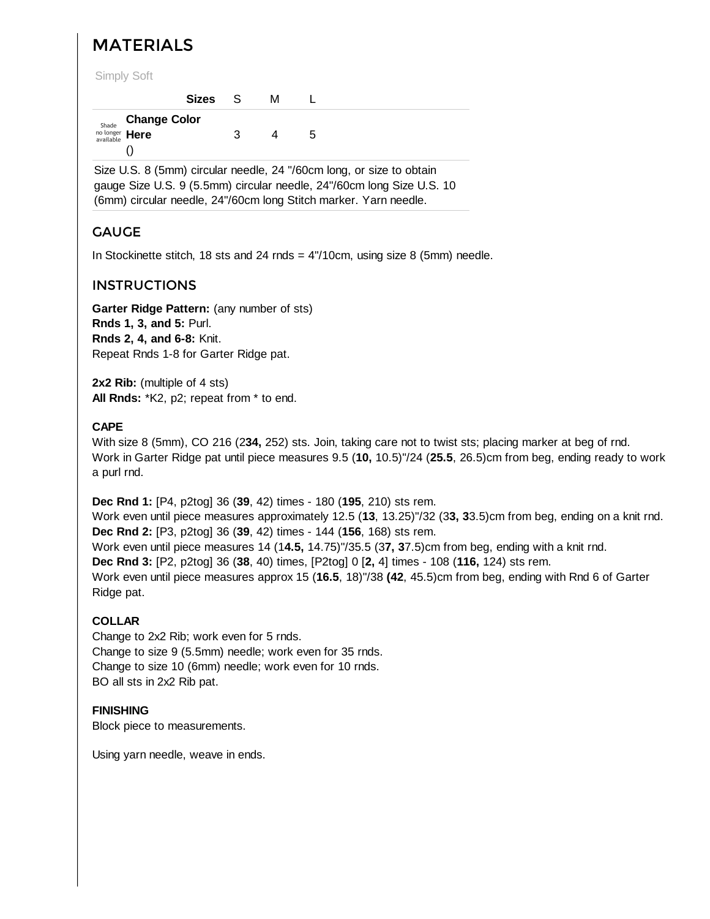## MATERIALS

Simply Soft

| | Sizes | S | M | L |
|---|---|---|---|---|
| Shade no longer available | **Change Color Here** () | 3 | 4 | 5 |

Size U.S. 8 (5mm) circular needle, 24 "/60cm long, or size to obtain gauge Size U.S. 9 (5.5mm) circular needle, 24"/60cm long Size U.S. 10 (6mm) circular needle, 24"/60cm long Stitch marker. Yarn needle.

## GAUGE

In Stockinette stitch, 18 sts and 24 rnds = 4"/10cm, using size 8 (5mm) needle.

## INSTRUCTIONS

**Garter Ridge Pattern:** (any number of sts)
**Rnds 1, 3, and 5:** Purl.
**Rnds 2, 4, and 6-8:** Knit.
Repeat Rnds 1-8 for Garter Ridge pat.

**2x2 Rib:** (multiple of 4 sts)
**All Rnds:** *K2, p2; repeat from * to end.

**CAPE**
With size 8 (5mm), CO 216 (2**34,** 252) sts. Join, taking care not to twist sts; placing marker at beg of rnd. Work in Garter Ridge pat until piece measures 9.5 (**10,** 10.5)"/24 (**25.5**, 26.5)cm from beg, ending ready to work a purl rnd.

**Dec Rnd 1:** [P4, p2tog] 36 (**39**, 42) times - 180 (**195**, 210) sts rem.
Work even until piece measures approximately 12.5 (**13**, 13.25)"/32 (3**3, 3**3.5)cm from beg, ending on a knit rnd.
**Dec Rnd 2:** [P3, p2tog] 36 (**39**, 42) times - 144 (**156**, 168) sts rem.
Work even until piece measures 14 (1**4.5,** 14.75)"/35.5 (3**7, 3**7.5)cm from beg, ending with a knit rnd.
**Dec Rnd 3:** [P2, p2tog] 36 (**38**, 40) times, [P2tog] 0 [**2,** 4] times - 108 (**116,** 124) sts rem.
Work even until piece measures approx 15 (**16.5**, 18)"/38 **(42**, 45.5)cm from beg, ending with Rnd 6 of Garter Ridge pat.

**COLLAR**
Change to 2x2 Rib; work even for 5 rnds.
Change to size 9 (5.5mm) needle; work even for 35 rnds.
Change to size 10 (6mm) needle; work even for 10 rnds.
BO all sts in 2x2 Rib pat.

**FINISHING**
Block piece to measurements.

Using yarn needle, weave in ends.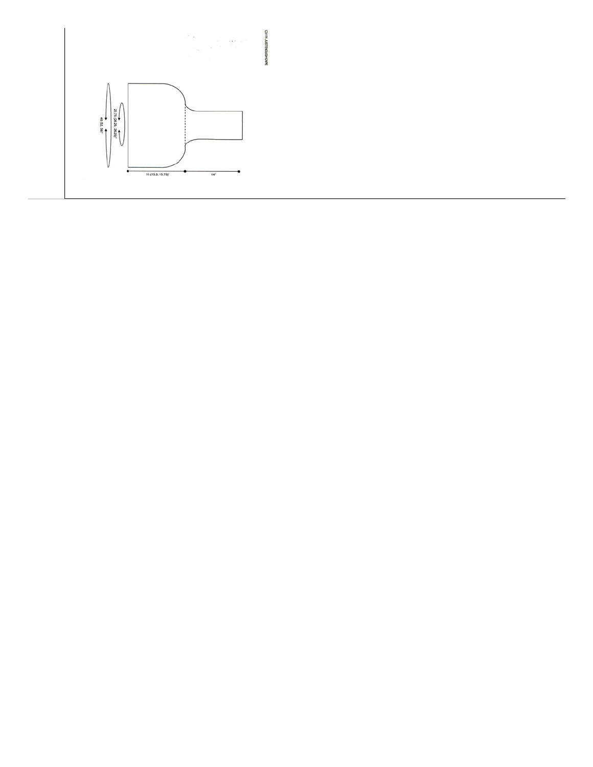22.75 (24.25, 26.25)"

48 (52, 56)"

15 (15.5, 15.75)"

14"